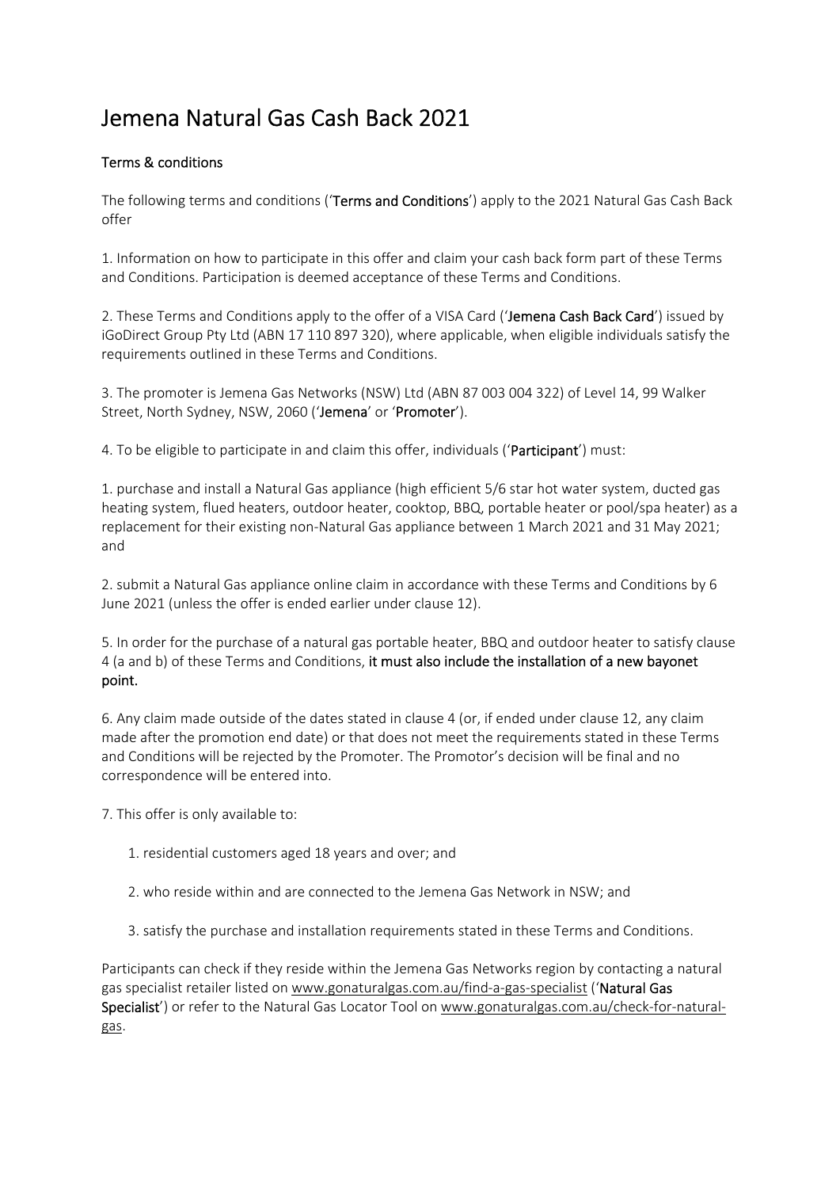# Jemena Natural Gas Cash Back 2021

## Terms & conditions

The following terms and conditions ('**Terms and Conditions**') apply to the 2021 Natural Gas Cash Back offer

1. Information on how to participate in this offer and claim your cash back form part of these Terms and Conditions. Participation is deemed acceptance of these Terms and Conditions.

2. These Terms and Conditions apply to the offer of a VISA Card ('**Jemena Cash Back Card**') issued by iGoDirect Group Pty Ltd (ABN 17 110 897 320), where applicable, when eligible individuals satisfy the requirements outlined in these Terms and Conditions.

3. The promoter is Jemena Gas Networks (NSW) Ltd (ABN 87 003 004 322) of Level 14, 99 Walker Street, North Sydney, NSW, 2060 ('**Jemena**' or '**Promoter**').

4. To be eligible to participate in and claim this offer, individuals ('**Participant**') must:

1. purchase and install a Natural Gas appliance (high efficient 5/6 star hot water system, ducted gas heating system, flued heaters, outdoor heater, cooktop, BBQ, portable heater or pool/spa heater) as a replacement for their existing non-Natural Gas appliance between 1 March 2021 and 31 May 2021; and

2. submit a Natural Gas appliance online claim in accordance with these Terms and Conditions by 6 June 2021 (unless the offer is ended earlier under clause 12).

5. In order for the purchase of a natural gas portable heater, BBQ and outdoor heater to satisfy clause 4 (a and b) of these Terms and Conditions, **it must also include the installation of a new bayonet point.**

6. Any claim made outside of the dates stated in clause 4 (or, if ended under clause 12, any claim made after the promotion end date) or that does not meet the requirements stated in these Terms and Conditions will be rejected by the Promoter. The Promotor's decision will be final and no correspondence will be entered into.

7. This offer is only available to:

   1. residential customers aged 18 years and over; and

   2. who reside within and are connected to the Jemena Gas Network in NSW; and

   3. satisfy the purchase and installation requirements stated in these Terms and Conditions.

Participants can check if they reside within the Jemena Gas Networks region by contacting a natural gas specialist retailer listed on www.gonaturalgas.com.au/find-a-gas-specialist ('**Natural Gas Specialist**') or refer to the Natural Gas Locator Tool on www.gonaturalgas.com.au/check-for-natural-gas.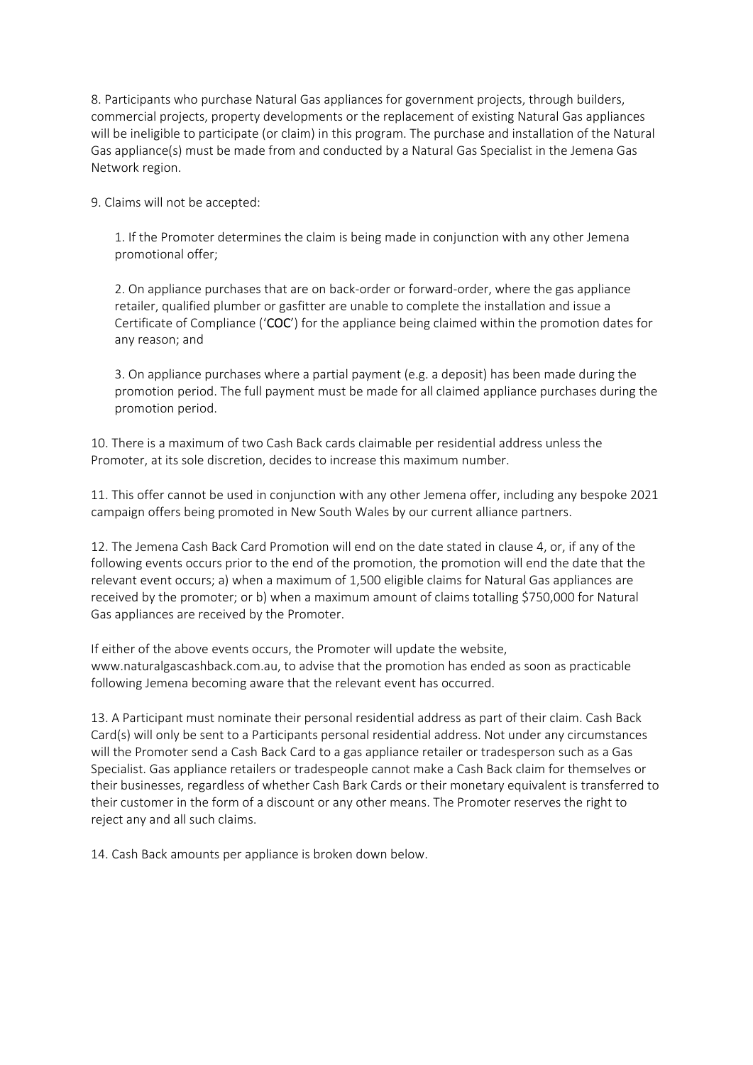8. Participants who purchase Natural Gas appliances for government projects, through builders, commercial projects, property developments or the replacement of existing Natural Gas appliances will be ineligible to participate (or claim) in this program. The purchase and installation of the Natural Gas appliance(s) must be made from and conducted by a Natural Gas Specialist in the Jemena Gas Network region.

9. Claims will not be accepted:

   1. If the Promoter determines the claim is being made in conjunction with any other Jemena promotional offer;

   2. On appliance purchases that are on back-order or forward-order, where the gas appliance retailer, qualified plumber or gasfitter are unable to complete the installation and issue a Certificate of Compliance ('**COC**') for the appliance being claimed within the promotion dates for any reason; and

   3. On appliance purchases where a partial payment (e.g. a deposit) has been made during the promotion period. The full payment must be made for all claimed appliance purchases during the promotion period.

10. There is a maximum of two Cash Back cards claimable per residential address unless the Promoter, at its sole discretion, decides to increase this maximum number.

11. This offer cannot be used in conjunction with any other Jemena offer, including any bespoke 2021 campaign offers being promoted in New South Wales by our current alliance partners.

12. The Jemena Cash Back Card Promotion will end on the date stated in clause 4, or, if any of the following events occurs prior to the end of the promotion, the promotion will end the date that the relevant event occurs; a) when a maximum of 1,500 eligible claims for Natural Gas appliances are received by the promoter; or b) when a maximum amount of claims totalling $750,000 for Natural Gas appliances are received by the Promoter.

If either of the above events occurs, the Promoter will update the website, www.naturalgascashback.com.au, to advise that the promotion has ended as soon as practicable following Jemena becoming aware that the relevant event has occurred.

13. A Participant must nominate their personal residential address as part of their claim. Cash Back Card(s) will only be sent to a Participants personal residential address. Not under any circumstances will the Promoter send a Cash Back Card to a gas appliance retailer or tradesperson such as a Gas Specialist. Gas appliance retailers or tradespeople cannot make a Cash Back claim for themselves or their businesses, regardless of whether Cash Bark Cards or their monetary equivalent is transferred to their customer in the form of a discount or any other means. The Promoter reserves the right to reject any and all such claims.

14. Cash Back amounts per appliance is broken down below.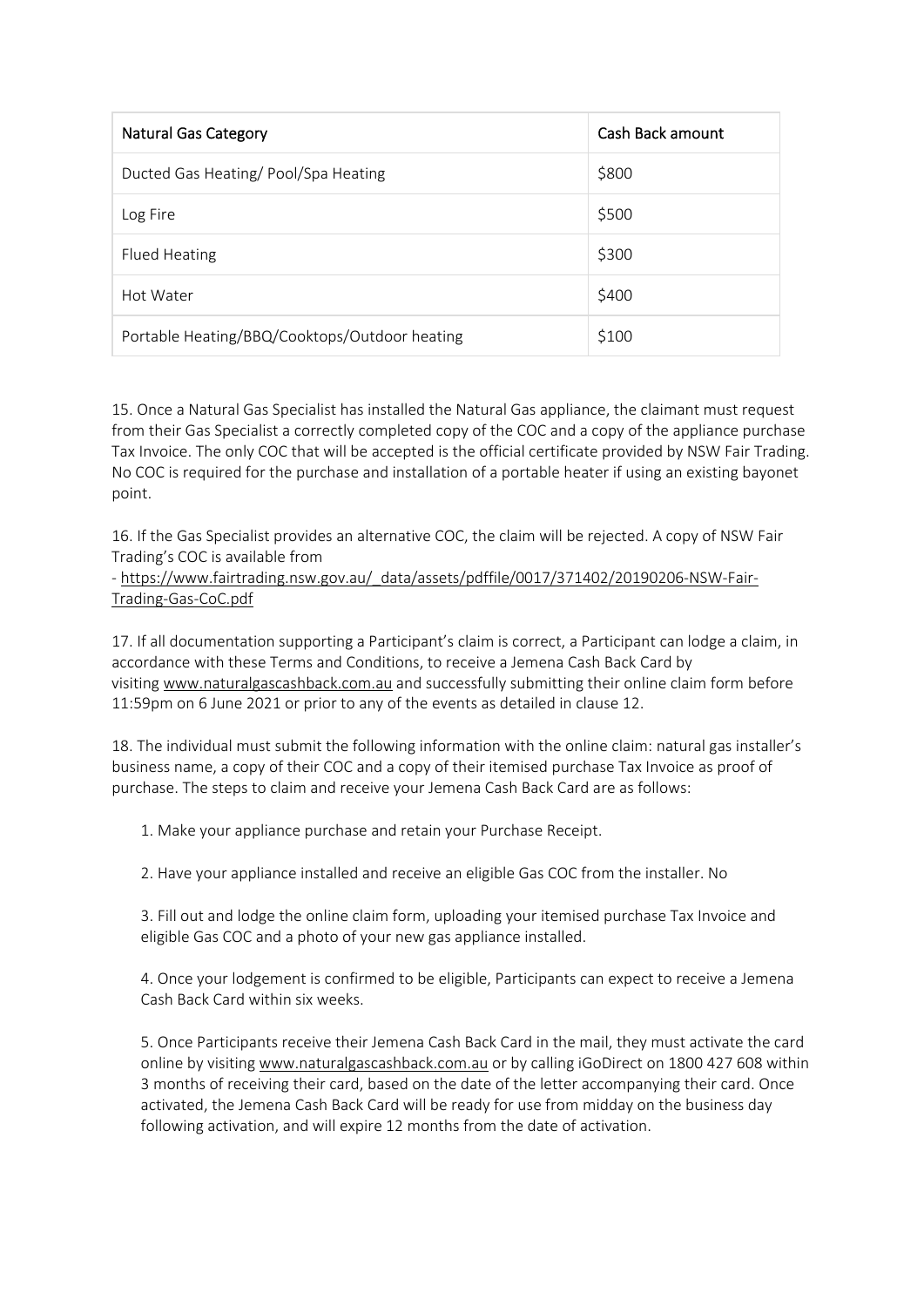| Natural Gas Category | Cash Back amount |
|---|---|
| Ducted Gas Heating/ Pool/Spa Heating | $800 |
| Log Fire | $500 |
| Flued Heating | $300 |
| Hot Water | $400 |
| Portable Heating/BBQ/Cooktops/Outdoor heating | $100 |

15. Once a Natural Gas Specialist has installed the Natural Gas appliance, the claimant must request from their Gas Specialist a correctly completed copy of the COC and a copy of the appliance purchase Tax Invoice. The only COC that will be accepted is the official certificate provided by NSW Fair Trading. No COC is required for the purchase and installation of a portable heater if using an existing bayonet point.

16. If the Gas Specialist provides an alternative COC, the claim will be rejected. A copy of NSW Fair Trading's COC is available from
- https://www.fairtrading.nsw.gov.au/_data/assets/pdffile/0017/371402/20190206-NSW-Fair-Trading-Gas-CoC.pdf

17. If all documentation supporting a Participant's claim is correct, a Participant can lodge a claim, in accordance with these Terms and Conditions, to receive a Jemena Cash Back Card by visiting www.naturalgascashback.com.au and successfully submitting their online claim form before 11:59pm on 6 June 2021 or prior to any of the events as detailed in clause 12.

18. The individual must submit the following information with the online claim: natural gas installer's business name, a copy of their COC and a copy of their itemised purchase Tax Invoice as proof of purchase. The steps to claim and receive your Jemena Cash Back Card are as follows:

1. Make your appliance purchase and retain your Purchase Receipt.

2. Have your appliance installed and receive an eligible Gas COC from the installer. No

3. Fill out and lodge the online claim form, uploading your itemised purchase Tax Invoice and eligible Gas COC and a photo of your new gas appliance installed.

4. Once your lodgement is confirmed to be eligible, Participants can expect to receive a Jemena Cash Back Card within six weeks.

5. Once Participants receive their Jemena Cash Back Card in the mail, they must activate the card online by visiting www.naturalgascashback.com.au or by calling iGoDirect on 1800 427 608 within 3 months of receiving their card, based on the date of the letter accompanying their card. Once activated, the Jemena Cash Back Card will be ready for use from midday on the business day following activation, and will expire 12 months from the date of activation.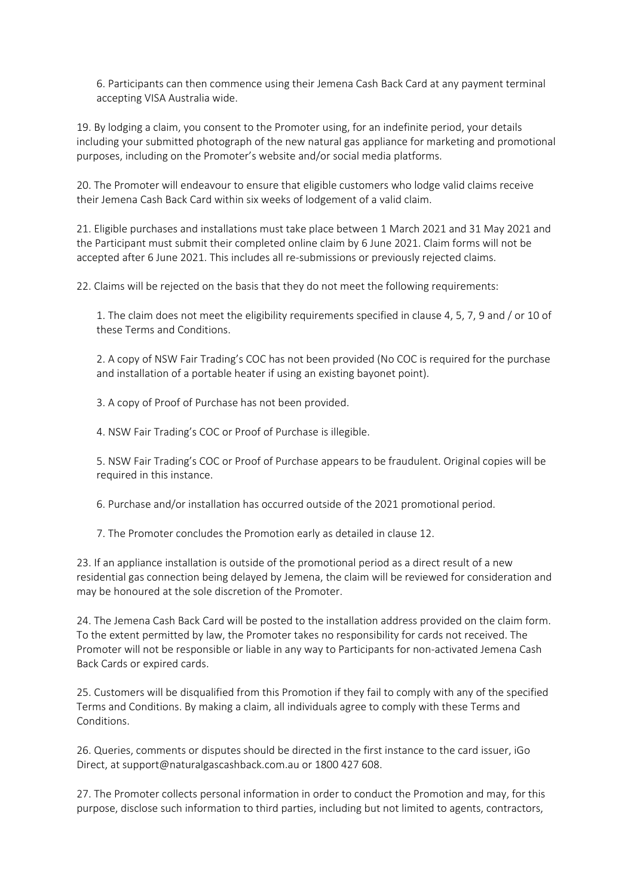6. Participants can then commence using their Jemena Cash Back Card at any payment terminal accepting VISA Australia wide.

19. By lodging a claim, you consent to the Promoter using, for an indefinite period, your details including your submitted photograph of the new natural gas appliance for marketing and promotional purposes, including on the Promoter's website and/or social media platforms.

20. The Promoter will endeavour to ensure that eligible customers who lodge valid claims receive their Jemena Cash Back Card within six weeks of lodgement of a valid claim.

21. Eligible purchases and installations must take place between 1 March 2021 and 31 May 2021 and the Participant must submit their completed online claim by 6 June 2021. Claim forms will not be accepted after 6 June 2021. This includes all re-submissions or previously rejected claims.

22. Claims will be rejected on the basis that they do not meet the following requirements:

1. The claim does not meet the eligibility requirements specified in clause 4, 5, 7, 9 and / or 10 of these Terms and Conditions.

2. A copy of NSW Fair Trading's COC has not been provided (No COC is required for the purchase and installation of a portable heater if using an existing bayonet point).

3. A copy of Proof of Purchase has not been provided.

4. NSW Fair Trading's COC or Proof of Purchase is illegible.

5. NSW Fair Trading's COC or Proof of Purchase appears to be fraudulent. Original copies will be required in this instance.

6. Purchase and/or installation has occurred outside of the 2021 promotional period.

7. The Promoter concludes the Promotion early as detailed in clause 12.

23. If an appliance installation is outside of the promotional period as a direct result of a new residential gas connection being delayed by Jemena, the claim will be reviewed for consideration and may be honoured at the sole discretion of the Promoter.

24. The Jemena Cash Back Card will be posted to the installation address provided on the claim form. To the extent permitted by law, the Promoter takes no responsibility for cards not received. The Promoter will not be responsible or liable in any way to Participants for non-activated Jemena Cash Back Cards or expired cards.

25. Customers will be disqualified from this Promotion if they fail to comply with any of the specified Terms and Conditions. By making a claim, all individuals agree to comply with these Terms and Conditions.

26. Queries, comments or disputes should be directed in the first instance to the card issuer, iGo Direct, at support@naturalgascashback.com.au or 1800 427 608.

27. The Promoter collects personal information in order to conduct the Promotion and may, for this purpose, disclose such information to third parties, including but not limited to agents, contractors,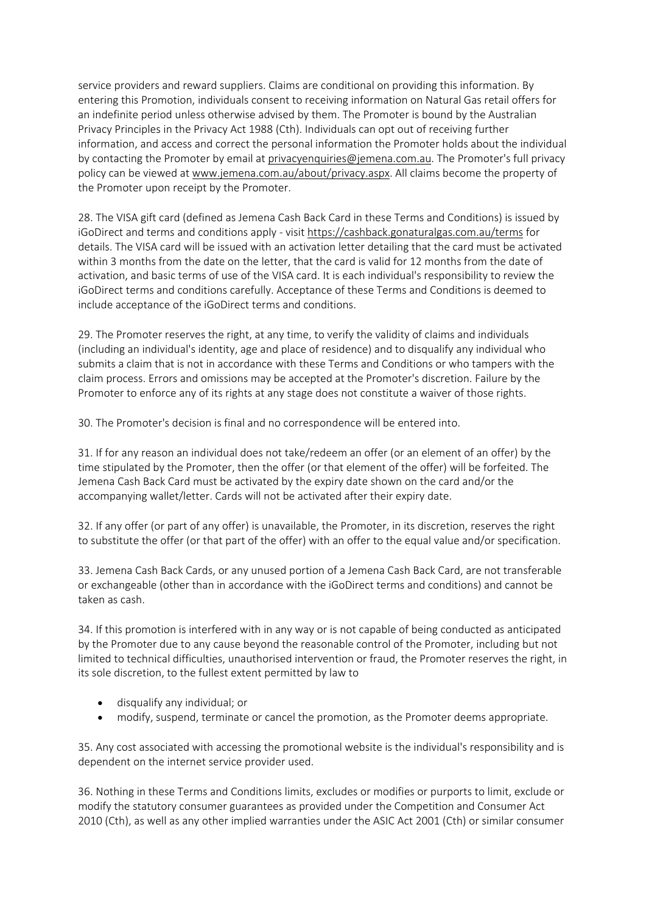service providers and reward suppliers. Claims are conditional on providing this information. By entering this Promotion, individuals consent to receiving information on Natural Gas retail offers for an indefinite period unless otherwise advised by them. The Promoter is bound by the Australian Privacy Principles in the Privacy Act 1988 (Cth). Individuals can opt out of receiving further information, and access and correct the personal information the Promoter holds about the individual by contacting the Promoter by email at privacyenquiries@jemena.com.au. The Promoter's full privacy policy can be viewed at www.jemena.com.au/about/privacy.aspx. All claims become the property of the Promoter upon receipt by the Promoter.

28. The VISA gift card (defined as Jemena Cash Back Card in these Terms and Conditions) is issued by iGoDirect and terms and conditions apply - visit https://cashback.gonaturalgas.com.au/terms for details. The VISA card will be issued with an activation letter detailing that the card must be activated within 3 months from the date on the letter, that the card is valid for 12 months from the date of activation, and basic terms of use of the VISA card. It is each individual's responsibility to review the iGoDirect terms and conditions carefully. Acceptance of these Terms and Conditions is deemed to include acceptance of the iGoDirect terms and conditions.

29. The Promoter reserves the right, at any time, to verify the validity of claims and individuals (including an individual's identity, age and place of residence) and to disqualify any individual who submits a claim that is not in accordance with these Terms and Conditions or who tampers with the claim process. Errors and omissions may be accepted at the Promoter's discretion. Failure by the Promoter to enforce any of its rights at any stage does not constitute a waiver of those rights.

30. The Promoter's decision is final and no correspondence will be entered into.

31. If for any reason an individual does not take/redeem an offer (or an element of an offer) by the time stipulated by the Promoter, then the offer (or that element of the offer) will be forfeited. The Jemena Cash Back Card must be activated by the expiry date shown on the card and/or the accompanying wallet/letter. Cards will not be activated after their expiry date.

32. If any offer (or part of any offer) is unavailable, the Promoter, in its discretion, reserves the right to substitute the offer (or that part of the offer) with an offer to the equal value and/or specification.

33. Jemena Cash Back Cards, or any unused portion of a Jemena Cash Back Card, are not transferable or exchangeable (other than in accordance with the iGoDirect terms and conditions) and cannot be taken as cash.

34. If this promotion is interfered with in any way or is not capable of being conducted as anticipated by the Promoter due to any cause beyond the reasonable control of the Promoter, including but not limited to technical difficulties, unauthorised intervention or fraud, the Promoter reserves the right, in its sole discretion, to the fullest extent permitted by law to

- disqualify any individual; or
- modify, suspend, terminate or cancel the promotion, as the Promoter deems appropriate.

35. Any cost associated with accessing the promotional website is the individual's responsibility and is dependent on the internet service provider used.

36. Nothing in these Terms and Conditions limits, excludes or modifies or purports to limit, exclude or modify the statutory consumer guarantees as provided under the Competition and Consumer Act 2010 (Cth), as well as any other implied warranties under the ASIC Act 2001 (Cth) or similar consumer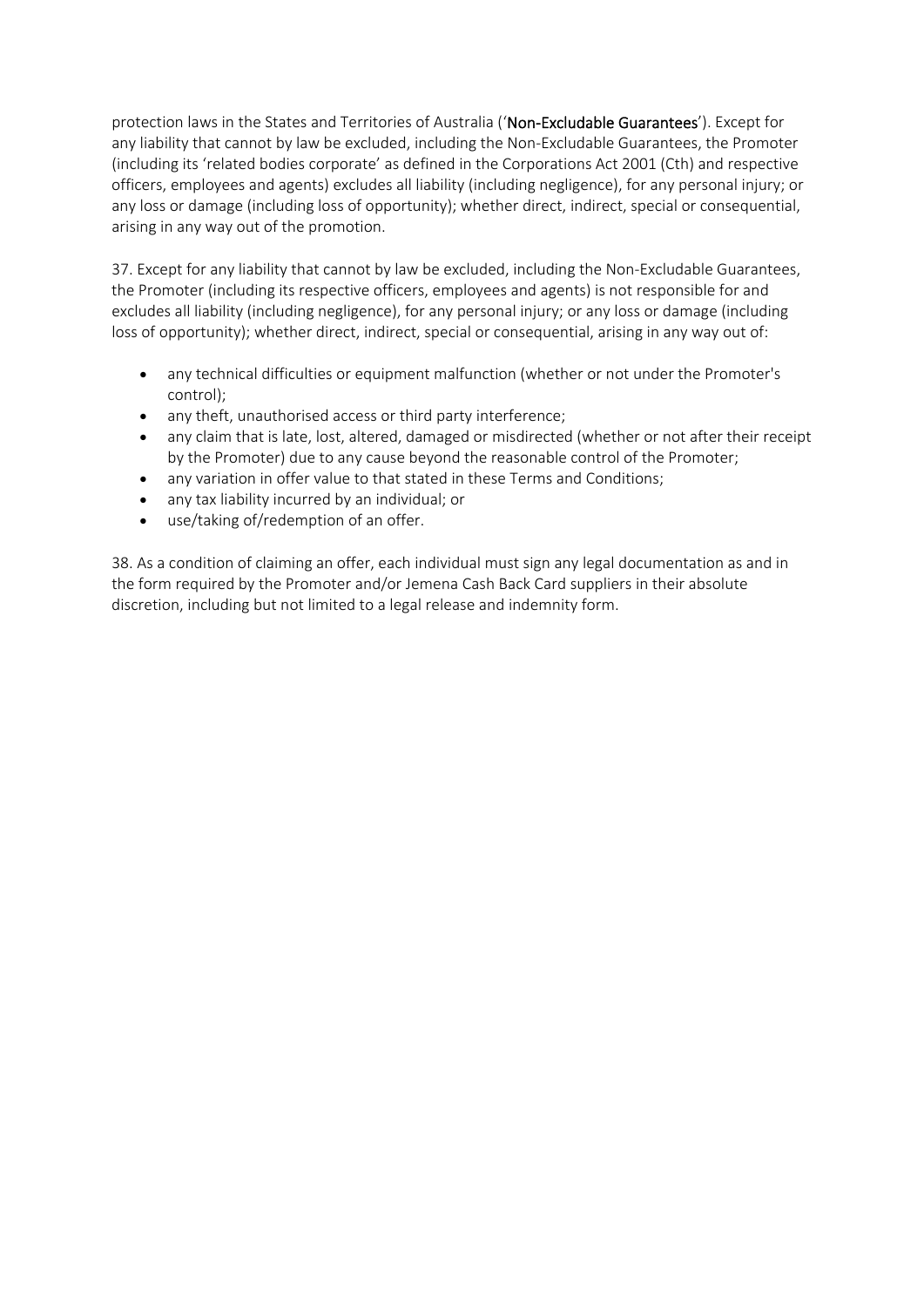protection laws in the States and Territories of Australia ('**Non-Excludable Guarantees**'). Except for any liability that cannot by law be excluded, including the Non-Excludable Guarantees, the Promoter (including its 'related bodies corporate' as defined in the Corporations Act 2001 (Cth) and respective officers, employees and agents) excludes all liability (including negligence), for any personal injury; or any loss or damage (including loss of opportunity); whether direct, indirect, special or consequential, arising in any way out of the promotion.

37. Except for any liability that cannot by law be excluded, including the Non-Excludable Guarantees, the Promoter (including its respective officers, employees and agents) is not responsible for and excludes all liability (including negligence), for any personal injury; or any loss or damage (including loss of opportunity); whether direct, indirect, special or consequential, arising in any way out of:

- any technical difficulties or equipment malfunction (whether or not under the Promoter's control);
- any theft, unauthorised access or third party interference;
- any claim that is late, lost, altered, damaged or misdirected (whether or not after their receipt by the Promoter) due to any cause beyond the reasonable control of the Promoter;
- any variation in offer value to that stated in these Terms and Conditions;
- any tax liability incurred by an individual; or
- use/taking of/redemption of an offer.

38. As a condition of claiming an offer, each individual must sign any legal documentation as and in the form required by the Promoter and/or Jemena Cash Back Card suppliers in their absolute discretion, including but not limited to a legal release and indemnity form.